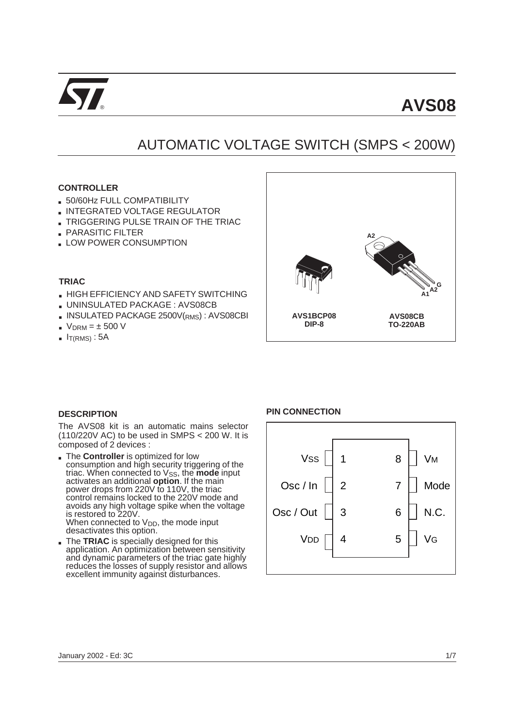# AVS08

## AUTOMATIC VOLTAGE SWITCH (SMPS < 200W)

### CONTROLLER

- 50/60Hz FULL COMPATIBILITY
- INTEGRATED VOLTAGE REGULATOR
- TRIGGERING PULSE TRAIN OF THE TRIAC
- PARASITIC FILTER
- LOW POWER CONSUMPTION

### TRIAC

- HIGH EFFICIENCY AND SAFETY SWITCHING
- UNINSULATED PACKAGE : AVS08CB
- INSULATED PACKAGE 2500V(RMS) : AVS08CBI
- $V_{DRM}$ = ± 500 V
- $I_{T(RMS)}$ : 5A

A2

G
A2
A1

**AVS1BCP08**
**DIP-8**

**AVS08CB**
**TO-220AB**

### DESCRIPTION

The AVS08 kit is an automatic mains selector (110/220V AC) to be used in SMPS < 200 W. It is composed of 2 devices :

- The **Controller** is optimized for low consumption and high security triggering of the triac. When connected to $V_{SS}$, the **mode** input activates an additional **option**. If the main power drops from 220V to 110V, the triac control remains locked to the 220V mode and avoids any high voltage spike when the voltage is restored to 220V.
  When connected to $V_{DD}$, the mode input desactivates this option.
- The **TRIAC** is specially designed for this application. An optimization between sensitivity and dynamic parameters of the triac gate highly reduces the losses of supply resistor and allows excellent immunity against disturbances.

### PIN CONNECTION

| Signal | Pin | Pin | Signal |
|---|---|---|---|
| $V_{SS}$ | 1 | 8 | $V_M$ |
| Osc / In | 2 | 7 | Mode |
| Osc / Out | 3 | 6 | N.C. |
| $V_{DD}$ | 4 | 5 | $V_G$ |

January 2002 - Ed: 3C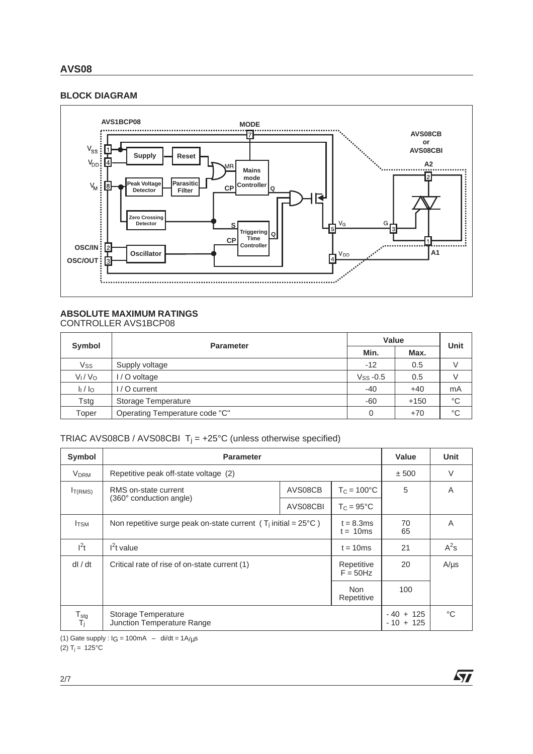## BLOCK DIAGRAM

## ABSOLUTE MAXIMUM RATINGS

CONTROLLER AVS1BCP08

| Symbol | Parameter | Value | | Unit |
|---|---|---|---|---|
| | | Min. | Max. | |
| $V_{SS}$ | Supply voltage | -12 | 0.5 | V |
| $V_I$ / $V_O$ | I / O voltage | $V_{SS}$ -0.5 | 0.5 | V |
| $I_I$ / $I_O$ | I / O current | -40 | +40 | mA |
| Tstg | Storage Temperature | -60 | +150 | °C |
| Toper | Operating Temperature code "C" | 0 | +70 | °C |

TRIAC AVS08CB / AVS08CBI $T_j$ = +25°C (unless otherwise specified)

| Symbol | Parameter | | | Value | Unit |
|---|---|---|---|---|---|
| $V_{DRM}$ | Repetitive peak off-state voltage (2) | | | ± 500 | V |
| $I_{T(RMS)}$ | RMS on-state current (360° conduction angle) | AVS08CB | $T_C$ = 100°C | 5 | A |
| | | AVS08CBI | $T_C$ = 95°C | | |
| $I_{TSM}$ | Non repetitive surge peak on-state current ( $T_j$ initial = 25°C ) | | t = 8.3ms<br>t = 10ms | 70<br>65 | A |
| $I^2t$ | $I^2t$ value | | t = 10ms | 21 | $A^2s$ |
| dI / dt | Critical rate of rise of on-state current (1) | | Repetitive F = 50Hz | 20 | A/µs |
| | | | Non Repetitive | 100 | |
| $T_{stg}$<br>$T_j$ | Storage Temperature<br>Junction Temperature Range | | | - 40 + 125<br>- 10 + 125 | °C |

(1) Gate supply : $I_G$ = 100mA – di/dt = 1A/µs
(2) $T_j$ = 125°C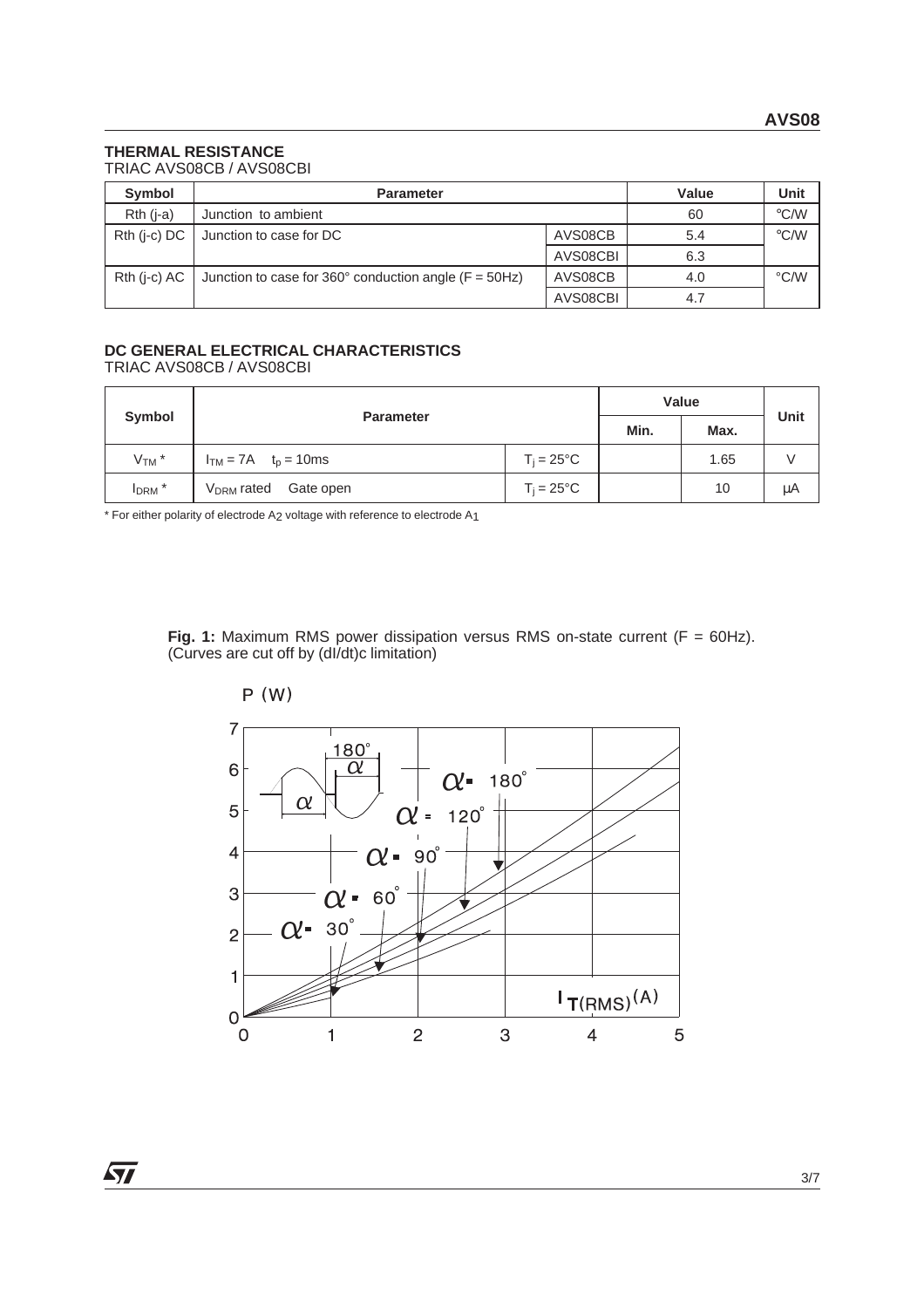**THERMAL RESISTANCE**
TRIAC AVS08CB / AVS08CBI

| Symbol | Parameter | | Value | Unit |
|---|---|---|---|---|
| Rth (j-a) | Junction to ambient | | 60 | °C/W |
| Rth (j-c) DC | Junction to case for DC | AVS08CB | 5.4 | °C/W |
| | | AVS08CBI | 6.3 | |
| Rth (j-c) AC | Junction to case for 360° conduction angle (F = 50Hz) | AVS08CB | 4.0 | °C/W |
| | | AVS08CBI | 4.7 | |

**DC GENERAL ELECTRICAL CHARACTERISTICS**
TRIAC AVS08CB / AVS08CBI

| Symbol | Parameter | | Value | | Unit |
|---|---|---|---|---|---|
| | | | Min. | Max. | |
| $V_{TM}$ * | $I_{TM}$ = 7A $t_p$ = 10ms | $T_j$ = 25°C | | 1.65 | V |
| $I_{DRM}$ * | $V_{DRM}$ rated Gate open | $T_j$ = 25°C | | 10 | µA |

* For either polarity of electrode $A_2$ voltage with reference to electrode $A_1$

**Fig. 1:** Maximum RMS power dissipation versus RMS on-state current (F = 60Hz). (Curves are cut off by (dI/dt)c limitation)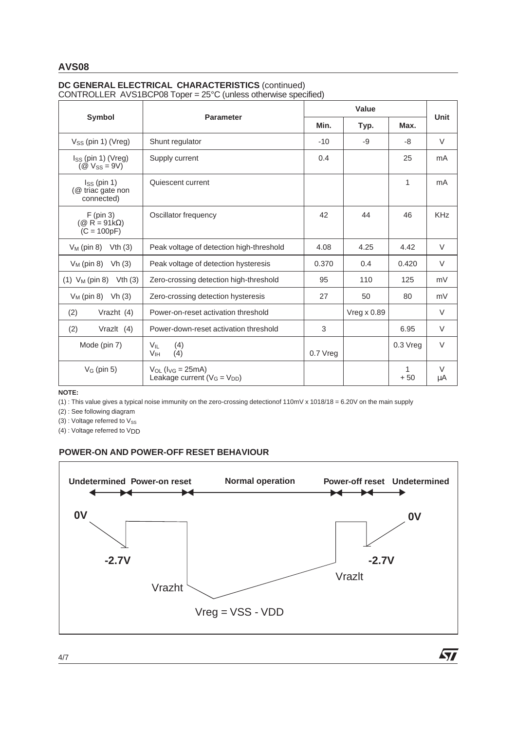## DC GENERAL ELECTRICAL CHARACTERISTICS (continued)

CONTROLLER AVS1BCP08 Toper = 25°C (unless otherwise specified)

| Symbol | Parameter | Value | | | Unit |
|---|---|---|---|---|---|
| | | Min. | Typ. | Max. | |
| $V_{SS}$ (pin 1) (Vreg) | Shunt regulator | -10 | -9 | -8 | V |
| $I_{SS}$ (pin 1) (Vreg) (@ $V_{SS}$ = 9V) | Supply current | 0.4 | | 25 | mA |
| $I_{SS}$ (pin 1) (@ triac gate non connected) | Quiescent current | | | 1 | mA |
| F (pin 3) (@ R = 91kΩ) (C = 100pF) | Oscillator frequency | 42 | 44 | 46 | KHz |
| $V_M$ (pin 8) Vth (3) | Peak voltage of detection high-threshold | 4.08 | 4.25 | 4.42 | V |
| $V_M$ (pin 8) Vh (3) | Peak voltage of detection hysteresis | 0.370 | 0.4 | 0.420 | V |
| (1) $V_M$ (pin 8) Vth (3) | Zero-crossing detection high-threshold | 95 | 110 | 125 | mV |
| $V_M$ (pin 8) Vh (3) | Zero-crossing detection hysteresis | 27 | 50 | 80 | mV |
| (2) Vrazht (4) | Power-on-reset activation threshold | | Vreg x 0.89 | | V |
| (2) Vrazlt (4) | Power-down-reset activation threshold | 3 | | 6.95 | V |
| Mode (pin 7) | $V_{IL}$ (4)<br>$V_{IH}$ (4) | 0.7 Vreg | | 0.3 Vreg | V |
| $V_G$ (pin 5) | $V_{OL}$ ($I_{VG}$ = 25mA)<br>Leakage current ($V_G$ = $V_{DD}$) | | | 1<br>+ 50 | V<br>µA |

**NOTE:**

(1) : This value gives a typical noise immunity on the zero-crossing detectionof 110mV x 1018/18 = 6.20V on the main supply

(2) : See following diagram

(3) : Voltage referred to $V_{SS}$

(4) : Voltage referred to $V_{DD}$

### POWER-ON AND POWER-OFF RESET BEHAVIOUR

Undetermined | Power-on reset | Normal operation | Power-off reset | Undetermined

0V | -2.7V | Vrazht | Vreg = VSS - VDD | Vrazlt | -2.7V | 0V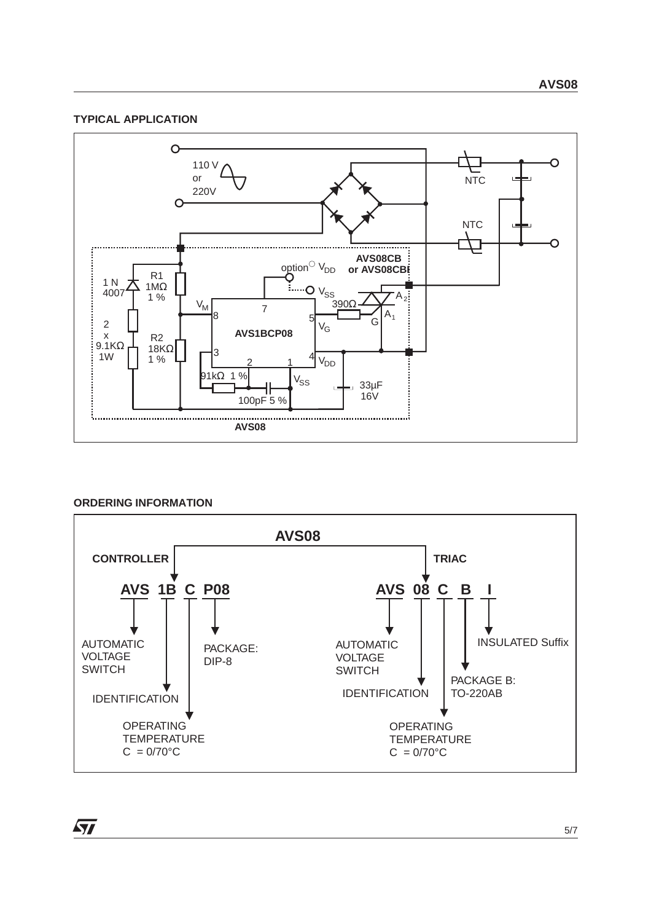## TYPICAL APPLICATION

## ORDERING INFORMATION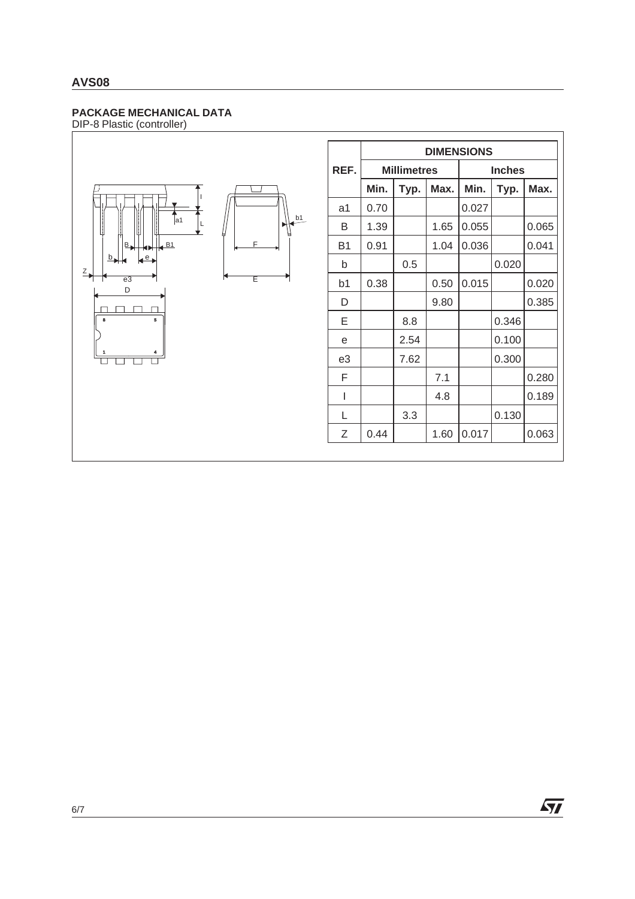## PACKAGE MECHANICAL DATA

DIP-8 Plastic (controller)

| REF. | DIMENSIONS | | | | | |
|---|---|---|---|---|---|---|
| | Millimetres | | | Inches | | |
| | Min. | Typ. | Max. | Min. | Typ. | Max. |
| a1 | 0.70 | | | 0.027 | | |
| B | 1.39 | | 1.65 | 0.055 | | 0.065 |
| B1 | 0.91 | | 1.04 | 0.036 | | 0.041 |
| b | | 0.5 | | | 0.020 | |
| b1 | 0.38 | | 0.50 | 0.015 | | 0.020 |
| D | | | 9.80 | | | 0.385 |
| E | | 8.8 | | | 0.346 | |
| e | | 2.54 | | | 0.100 | |
| e3 | | 7.62 | | | 0.300 | |
| F | | | 7.1 | | | 0.280 |
| I | | | 4.8 | | | 0.189 |
| L | | 3.3 | | | 0.130 | |
| Z | 0.44 | | 1.60 | 0.017 | | 0.063 |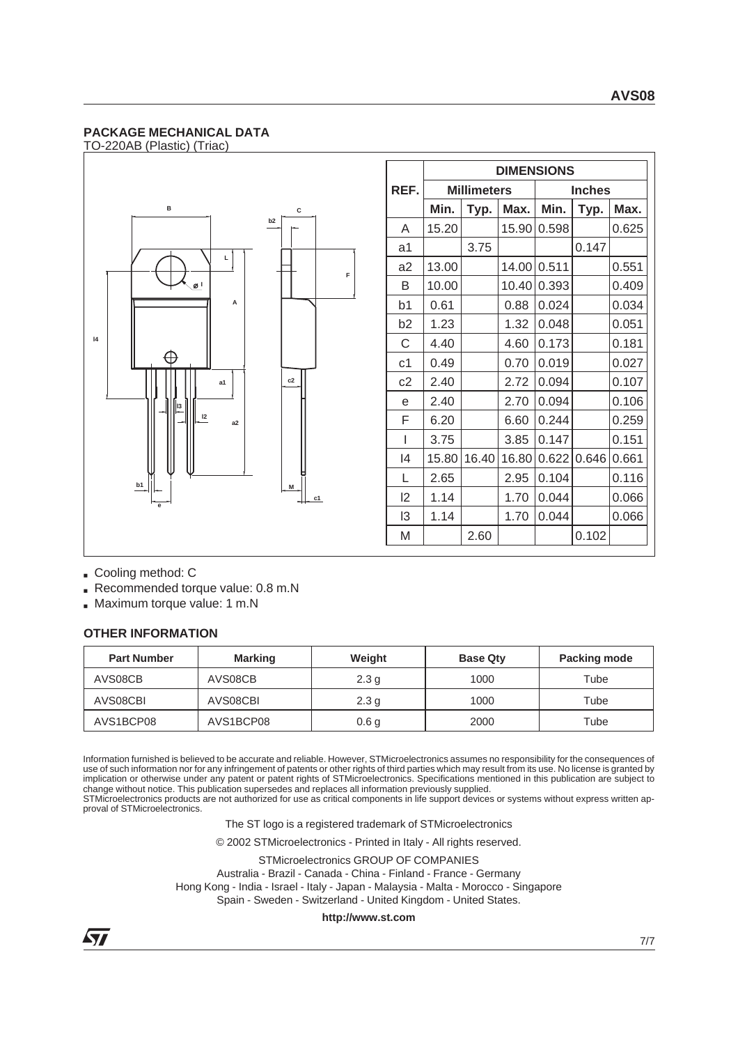## PACKAGE MECHANICAL DATA

TO-220AB (Plastic) (Triac)

| REF. | DIMENSIONS | | | | | |
|---|---|---|---|---|---|---|
| | Millimeters | | | Inches | | |
| | Min. | Typ. | Max. | Min. | Typ. | Max. |
| A | 15.20 | | 15.90 | 0.598 | | 0.625 |
| a1 | | 3.75 | | | 0.147 | |
| a2 | 13.00 | | 14.00 | 0.511 | | 0.551 |
| B | 10.00 | | 10.40 | 0.393 | | 0.409 |
| b1 | 0.61 | | 0.88 | 0.024 | | 0.034 |
| b2 | 1.23 | | 1.32 | 0.048 | | 0.051 |
| C | 4.40 | | 4.60 | 0.173 | | 0.181 |
| c1 | 0.49 | | 0.70 | 0.019 | | 0.027 |
| c2 | 2.40 | | 2.72 | 0.094 | | 0.107 |
| e | 2.40 | | 2.70 | 0.094 | | 0.106 |
| F | 6.20 | | 6.60 | 0.244 | | 0.259 |
| I | 3.75 | | 3.85 | 0.147 | | 0.151 |
| I4 | 15.80 | 16.40 | 16.80 | 0.622 | 0.646 | 0.661 |
| L | 2.65 | | 2.95 | 0.104 | | 0.116 |
| l2 | 1.14 | | 1.70 | 0.044 | | 0.066 |
| l3 | 1.14 | | 1.70 | 0.044 | | 0.066 |
| M | | 2.60 | | | 0.102 | |

- Cooling method: C
- Recommended torque value: 0.8 m.N
- Maximum torque value: 1 m.N

### OTHER INFORMATION

| Part Number | Marking | Weight | Base Qty | Packing mode |
|---|---|---|---|---|
| AVS08CB | AVS08CB | 2.3 g | 1000 | Tube |
| AVS08CBI | AVS08CBI | 2.3 g | 1000 | Tube |
| AVS1BCP08 | AVS1BCP08 | 0.6 g | 2000 | Tube |

Information furnished is believed to be accurate and reliable. However, STMicroelectronics assumes no responsibility for the consequences of use of such information nor for any infringement of patents or other rights of third parties which may result from its use. No license is granted by implication or otherwise under any patent or patent rights of STMicroelectronics. Specifications mentioned in this publication are subject to change without notice. This publication supersedes and replaces all information previously supplied.
STMicroelectronics products are not authorized for use as critical components in life support devices or systems without express written approval of STMicroelectronics.

The ST logo is a registered trademark of STMicroelectronics

© 2002 STMicroelectronics - Printed in Italy - All rights reserved.

STMicroelectronics GROUP OF COMPANIES
Australia - Brazil - Canada - China - Finland - France - Germany
Hong Kong - India - Israel - Italy - Japan - Malaysia - Malta - Morocco - Singapore
Spain - Sweden - Switzerland - United Kingdom - United States.

**http://www.st.com**